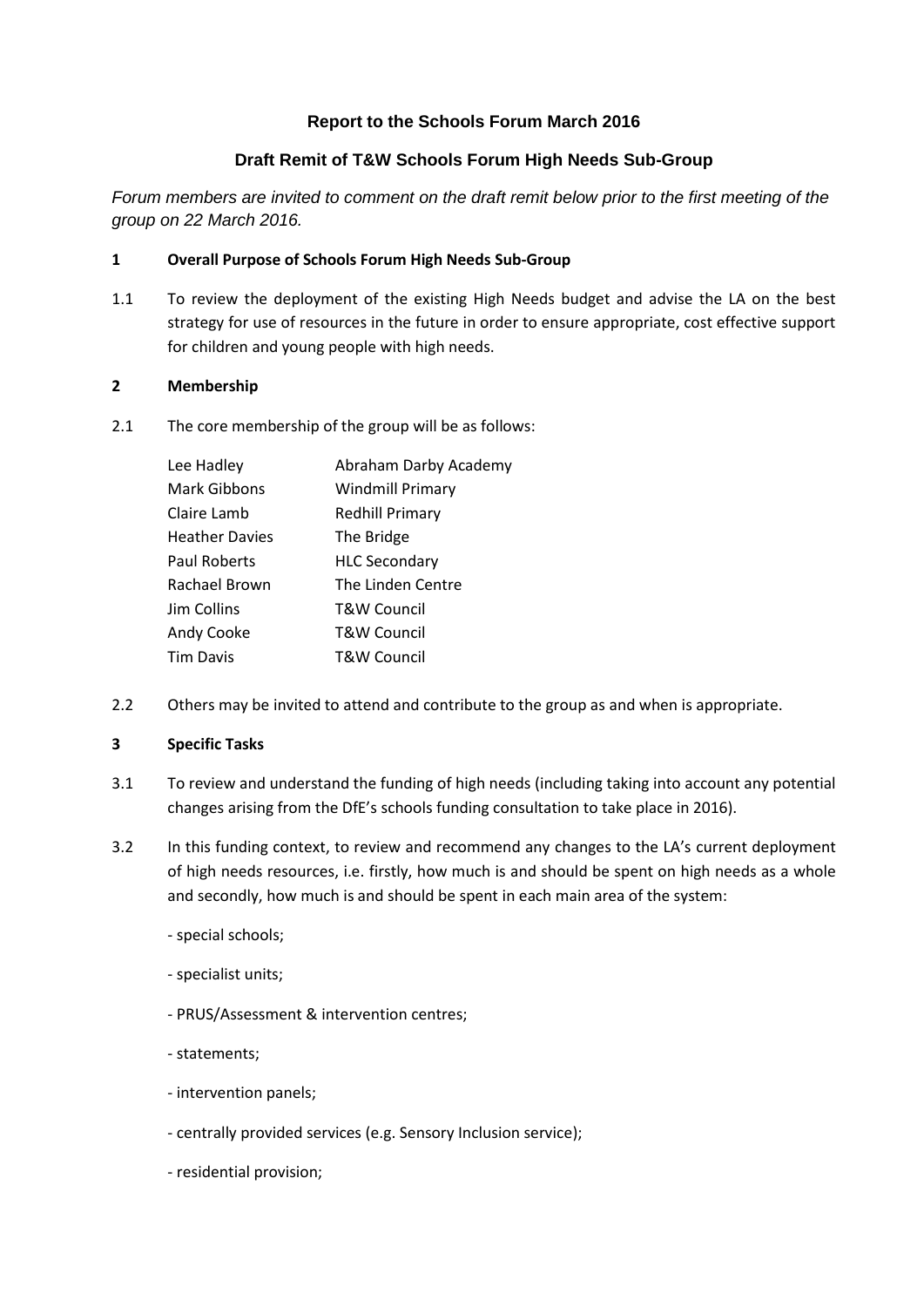**Report to the Schools Forum March 2016**

**Draft Remit of T&W Schools Forum High Needs Sub-Group**

*Forum members are invited to comment on the draft remit below prior to the first meeting of the group on 22 March 2016.*

**1 Overall Purpose of Schools Forum High Needs Sub-Group**

1.1 To review the deployment of the existing High Needs budget and advise the LA on the best strategy for use of resources in the future in order to ensure appropriate, cost effective support for children and young people with high needs.

**2 Membership**

2.1 The core membership of the group will be as follows:

| | |
|---|---|
| Lee Hadley | Abraham Darby Academy |
| Mark Gibbons | Windmill Primary |
| Claire Lamb | Redhill Primary |
| Heather Davies | The Bridge |
| Paul Roberts | HLC Secondary |
| Rachael Brown | The Linden Centre |
| Jim Collins | T&W Council |
| Andy Cooke | T&W Council |
| Tim Davis | T&W Council |

2.2 Others may be invited to attend and contribute to the group as and when is appropriate.

**3 Specific Tasks**

3.1 To review and understand the funding of high needs (including taking into account any potential changes arising from the DfE's schools funding consultation to take place in 2016).

3.2 In this funding context, to review and recommend any changes to the LA's current deployment of high needs resources, i.e. firstly, how much is and should be spent on high needs as a whole and secondly, how much is and should be spent in each main area of the system:

- special schools;

- specialist units;

- PRUS/Assessment & intervention centres;

- statements;

- intervention panels;

- centrally provided services (e.g. Sensory Inclusion service);

- residential provision;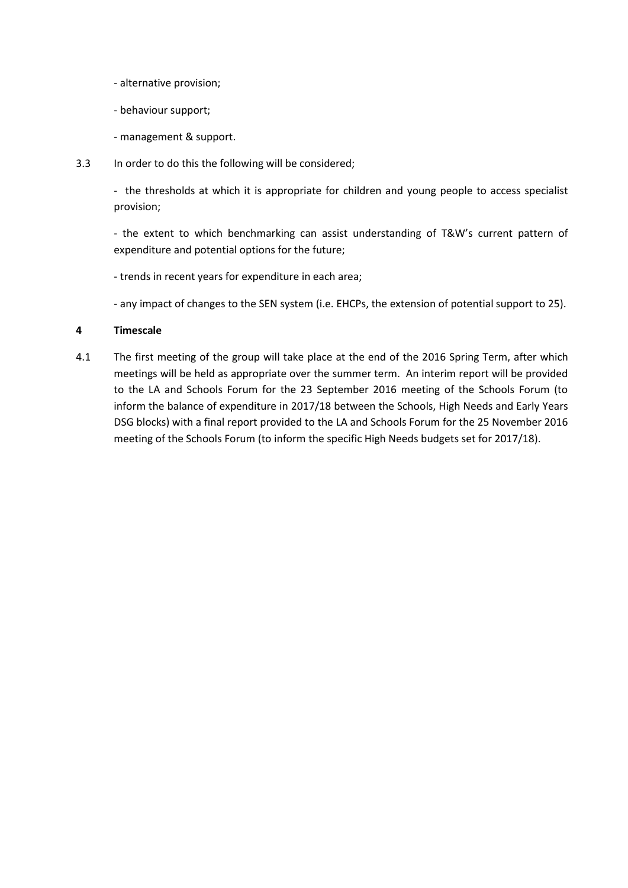- alternative provision;

- behaviour support;

- management & support.

3.3 In order to do this the following will be considered;

- the thresholds at which it is appropriate for children and young people to access specialist provision;

- the extent to which benchmarking can assist understanding of T&W's current pattern of expenditure and potential options for the future;

- trends in recent years for expenditure in each area;

- any impact of changes to the SEN system (i.e. EHCPs, the extension of potential support to 25).

**4 Timescale**

4.1 The first meeting of the group will take place at the end of the 2016 Spring Term, after which meetings will be held as appropriate over the summer term. An interim report will be provided to the LA and Schools Forum for the 23 September 2016 meeting of the Schools Forum (to inform the balance of expenditure in 2017/18 between the Schools, High Needs and Early Years DSG blocks) with a final report provided to the LA and Schools Forum for the 25 November 2016 meeting of the Schools Forum (to inform the specific High Needs budgets set for 2017/18).